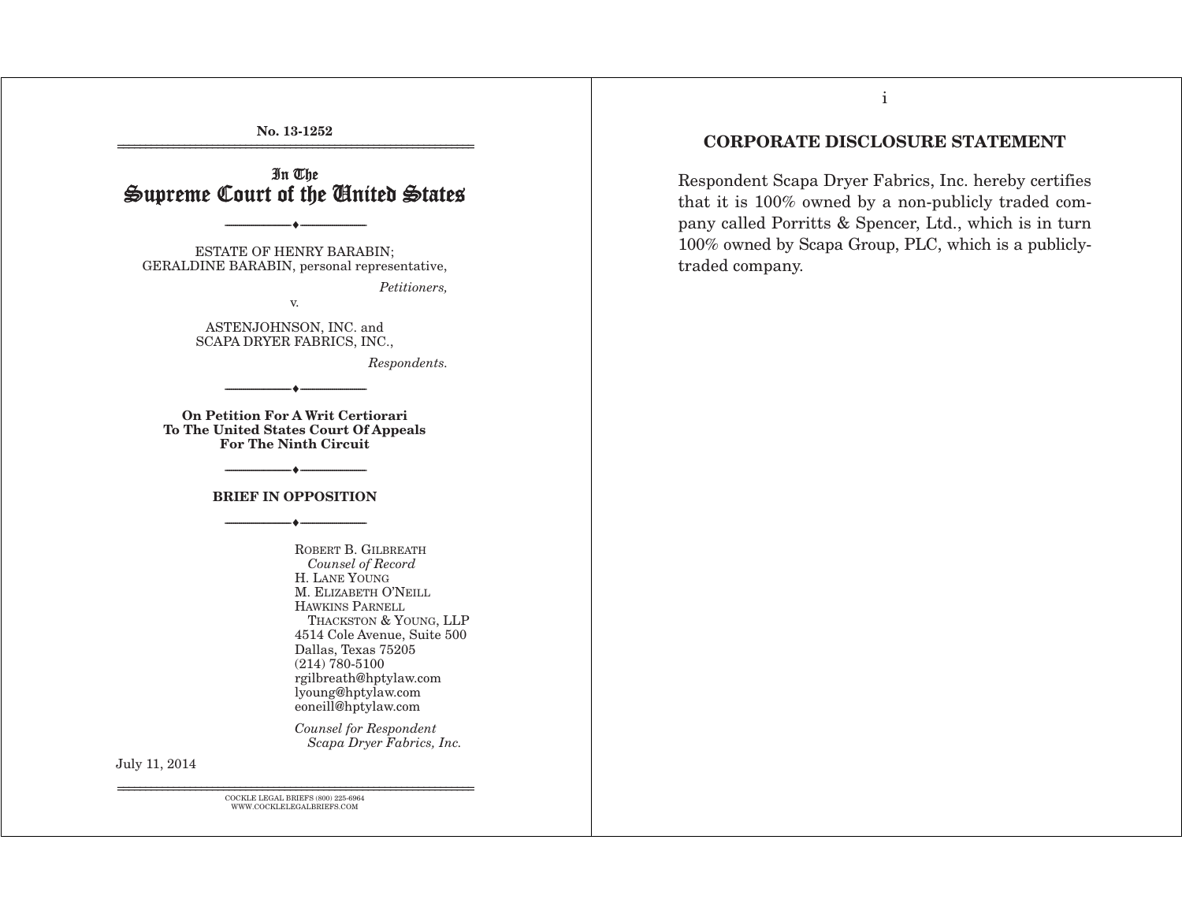No. 13-1252

In The
# Supreme Court of the United States

---

ESTATE OF HENRY BARABIN;
GERALDINE BARABIN, personal representative,

*Petitioners,*

v.

ASTENJOHNSON, INC. and
SCAPA DRYER FABRICS, INC.,

*Respondents.*

---

**On Petition For A Writ Certiorari To The United States Court Of Appeals For The Ninth Circuit**

---

**BRIEF IN OPPOSITION**

---

ROBERT B. GILBREATH
*Counsel of Record*
H. LANE YOUNG
M. ELIZABETH O'NEILL
HAWKINS PARNELL
THACKSTON & YOUNG, LLP
4514 Cole Avenue, Suite 500
Dallas, Texas 75205
(214) 780-5100
rgilbreath@hptylaw.com
lyoung@hptylaw.com
eoneill@hptylaw.com

*Counsel for Respondent Scapa Dryer Fabrics, Inc.*

July 11, 2014

COCKLE LEGAL BRIEFS (800) 225-6964
WWW.COCKLELEGALBRIEFS.COM

## CORPORATE DISCLOSURE STATEMENT

Respondent Scapa Dryer Fabrics, Inc. hereby certifies that it is 100% owned by a non-publicly traded company called Porritts & Spencer, Ltd., which is in turn 100% owned by Scapa Group, PLC, which is a publicly-traded company.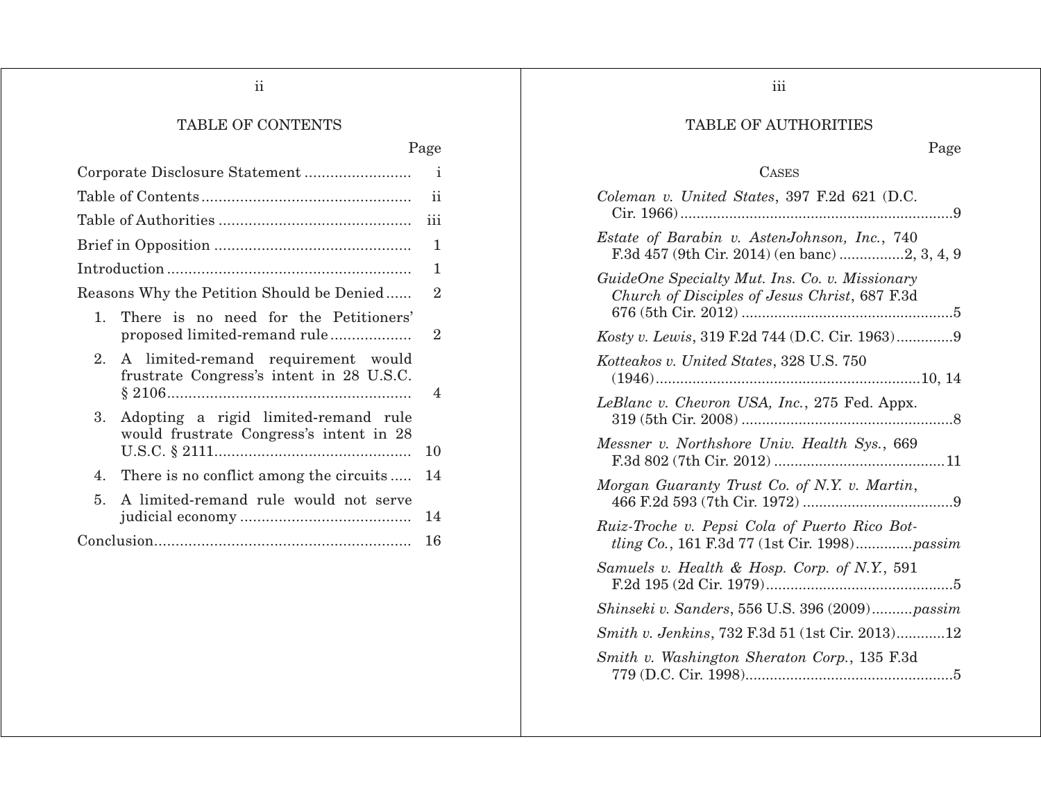## TABLE OF CONTENTS

| | Page |
|---|---|
| Corporate Disclosure Statement | i |
| Table of Contents | ii |
| Table of Authorities | iii |
| Brief in Opposition | 1 |
| Introduction | 1 |
| Reasons Why the Petition Should be Denied | 2 |
| 1. There is no need for the Petitioners' proposed limited-remand rule | 2 |
| 2. A limited-remand requirement would frustrate Congress's intent in 28 U.S.C. § 2106 | 4 |
| 3. Adopting a rigid limited-remand rule would frustrate Congress's intent in 28 U.S.C. § 2111 | 10 |
| 4. There is no conflict among the circuits | 14 |
| 5. A limited-remand rule would not serve judicial economy | 14 |
| Conclusion | 16 |

## TABLE OF AUTHORITIES

| | Page |
|---|---|
| **CASES** | |
| *Coleman v. United States*, 397 F.2d 621 (D.C. Cir. 1966) | 9 |
| *Estate of Barabin v. AstenJohnson, Inc.*, 740 F.3d 457 (9th Cir. 2014) (en banc) | 2, 3, 4, 9 |
| *GuideOne Specialty Mut. Ins. Co. v. Missionary Church of Disciples of Jesus Christ*, 687 F.3d 676 (5th Cir. 2012) | 5 |
| *Kosty v. Lewis*, 319 F.2d 744 (D.C. Cir. 1963) | 9 |
| *Kotteakos v. United States*, 328 U.S. 750 (1946) | 10, 14 |
| *LeBlanc v. Chevron USA, Inc.*, 275 Fed. Appx. 319 (5th Cir. 2008) | 8 |
| *Messner v. Northshore Univ. Health Sys.*, 669 F.3d 802 (7th Cir. 2012) | 11 |
| *Morgan Guaranty Trust Co. of N.Y. v. Martin*, 466 F.2d 593 (7th Cir. 1972) | 9 |
| *Ruiz-Troche v. Pepsi Cola of Puerto Rico Bottling Co.*, 161 F.3d 77 (1st Cir. 1998) | *passim* |
| *Samuels v. Health & Hosp. Corp. of N.Y.*, 591 F.2d 195 (2d Cir. 1979) | 5 |
| *Shinseki v. Sanders*, 556 U.S. 396 (2009) | *passim* |
| *Smith v. Jenkins*, 732 F.3d 51 (1st Cir. 2013) | 12 |
| *Smith v. Washington Sheraton Corp.*, 135 F.3d 779 (D.C. Cir. 1998) | 5 |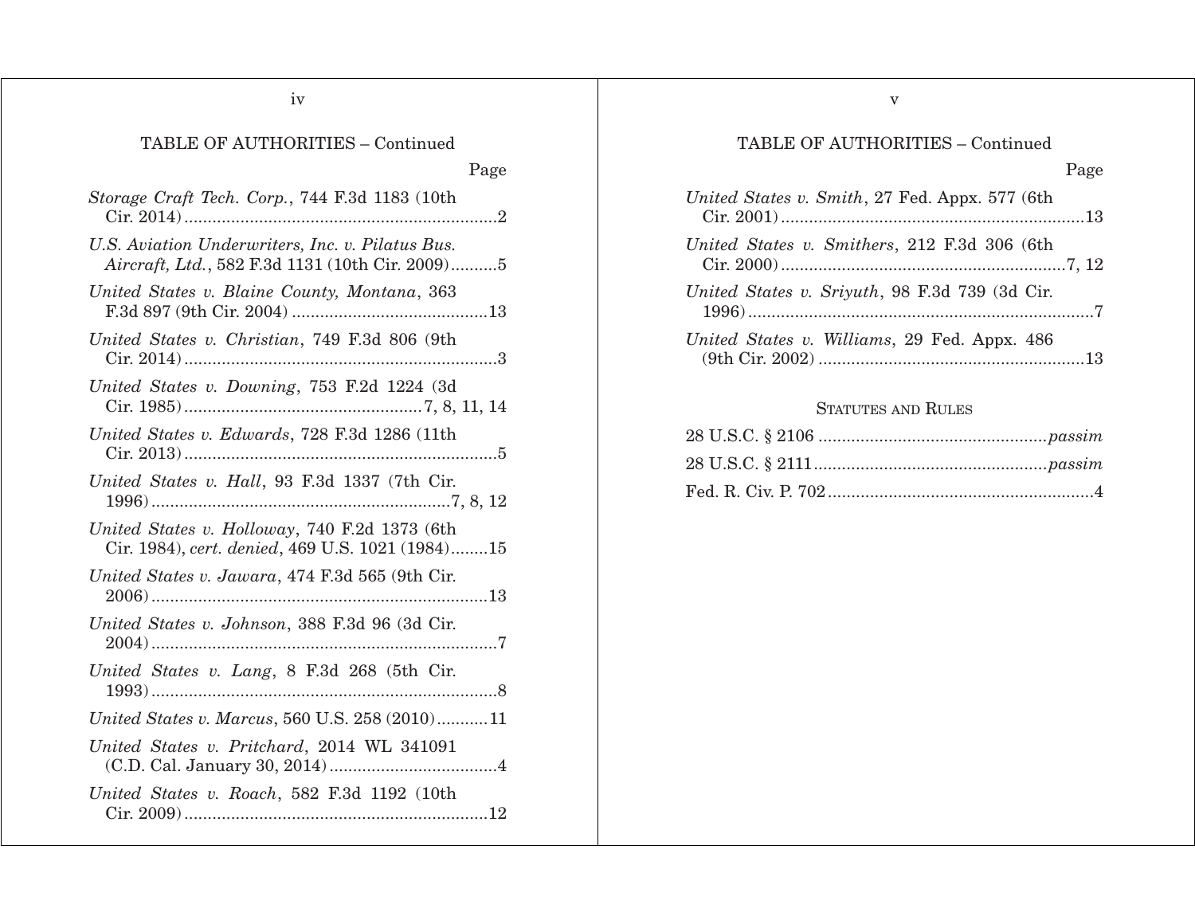## TABLE OF AUTHORITIES – Continued

Page

*Storage Craft Tech. Corp.*, 744 F.3d 1183 (10th Cir. 2014) ...... 2

*U.S. Aviation Underwriters, Inc. v. Pilatus Bus. Aircraft, Ltd.*, 582 F.3d 1131 (10th Cir. 2009) ...... 5

*United States v. Blaine County, Montana*, 363 F.3d 897 (9th Cir. 2004) ...... 13

*United States v. Christian*, 749 F.3d 806 (9th Cir. 2014) ...... 3

*United States v. Downing*, 753 F.2d 1224 (3d Cir. 1985) ...... 7, 8, 11, 14

*United States v. Edwards*, 728 F.3d 1286 (11th Cir. 2013) ...... 5

*United States v. Hall*, 93 F.3d 1337 (7th Cir. 1996) ...... 7, 8, 12

*United States v. Holloway*, 740 F.2d 1373 (6th Cir. 1984), *cert. denied*, 469 U.S. 1021 (1984) ...... 15

*United States v. Jawara*, 474 F.3d 565 (9th Cir. 2006) ...... 13

*United States v. Johnson*, 388 F.3d 96 (3d Cir. 2004) ...... 7

*United States v. Lang*, 8 F.3d 268 (5th Cir. 1993) ...... 8

*United States v. Marcus*, 560 U.S. 258 (2010) ...... 11

*United States v. Pritchard*, 2014 WL 341091 (C.D. Cal. January 30, 2014) ...... 4

*United States v. Roach*, 582 F.3d 1192 (10th Cir. 2009) ...... 12

*United States v. Smith*, 27 Fed. Appx. 577 (6th Cir. 2001) ...... 13

*United States v. Smithers*, 212 F.3d 306 (6th Cir. 2000) ...... 7, 12

*United States v. Sriyuth*, 98 F.3d 739 (3d Cir. 1996) ...... 7

*United States v. Williams*, 29 Fed. Appx. 486 (9th Cir. 2002) ...... 13

### STATUTES AND RULES

28 U.S.C. § 2106 ...... *passim*

28 U.S.C. § 2111 ...... *passim*

Fed. R. Civ. P. 702 ...... 4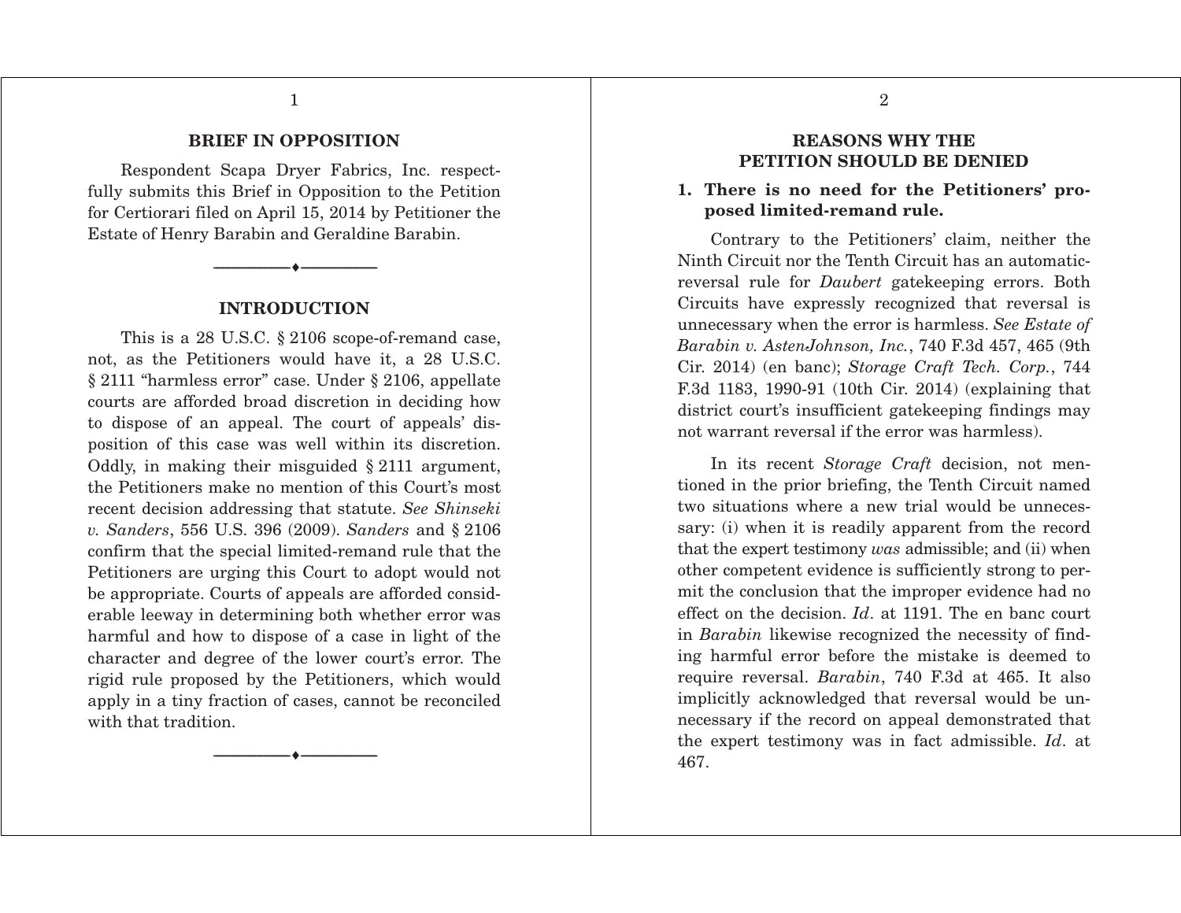## BRIEF IN OPPOSITION

Respondent Scapa Dryer Fabrics, Inc. respectfully submits this Brief in Opposition to the Petition for Certiorari filed on April 15, 2014 by Petitioner the Estate of Henry Barabin and Geraldine Barabin.

---

## INTRODUCTION

This is a 28 U.S.C. § 2106 scope-of-remand case, not, as the Petitioners would have it, a 28 U.S.C. § 2111 "harmless error" case. Under § 2106, appellate courts are afforded broad discretion in deciding how to dispose of an appeal. The court of appeals' disposition of this case was well within its discretion. Oddly, in making their misguided § 2111 argument, the Petitioners make no mention of this Court's most recent decision addressing that statute. *See Shinseki v. Sanders*, 556 U.S. 396 (2009). *Sanders* and § 2106 confirm that the special limited-remand rule that the Petitioners are urging this Court to adopt would not be appropriate. Courts of appeals are afforded considerable leeway in determining both whether error was harmful and how to dispose of a case in light of the character and degree of the lower court's error. The rigid rule proposed by the Petitioners, which would apply in a tiny fraction of cases, cannot be reconciled with that tradition.

---

## REASONS WHY THE PETITION SHOULD BE DENIED

### 1. There is no need for the Petitioners' proposed limited-remand rule.

Contrary to the Petitioners' claim, neither the Ninth Circuit nor the Tenth Circuit has an automatic-reversal rule for *Daubert* gatekeeping errors. Both Circuits have expressly recognized that reversal is unnecessary when the error is harmless. *See Estate of Barabin v. AstenJohnson, Inc.*, 740 F.3d 457, 465 (9th Cir. 2014) (en banc); *Storage Craft Tech. Corp.*, 744 F.3d 1183, 1990-91 (10th Cir. 2014) (explaining that district court's insufficient gatekeeping findings may not warrant reversal if the error was harmless).

In its recent *Storage Craft* decision, not mentioned in the prior briefing, the Tenth Circuit named two situations where a new trial would be unnecessary: (i) when it is readily apparent from the record that the expert testimony *was* admissible; and (ii) when other competent evidence is sufficiently strong to permit the conclusion that the improper evidence had no effect on the decision. *Id*. at 1191. The en banc court in *Barabin* likewise recognized the necessity of finding harmful error before the mistake is deemed to require reversal. *Barabin*, 740 F.3d at 465. It also implicitly acknowledged that reversal would be unnecessary if the record on appeal demonstrated that the expert testimony was in fact admissible. *Id*. at 467.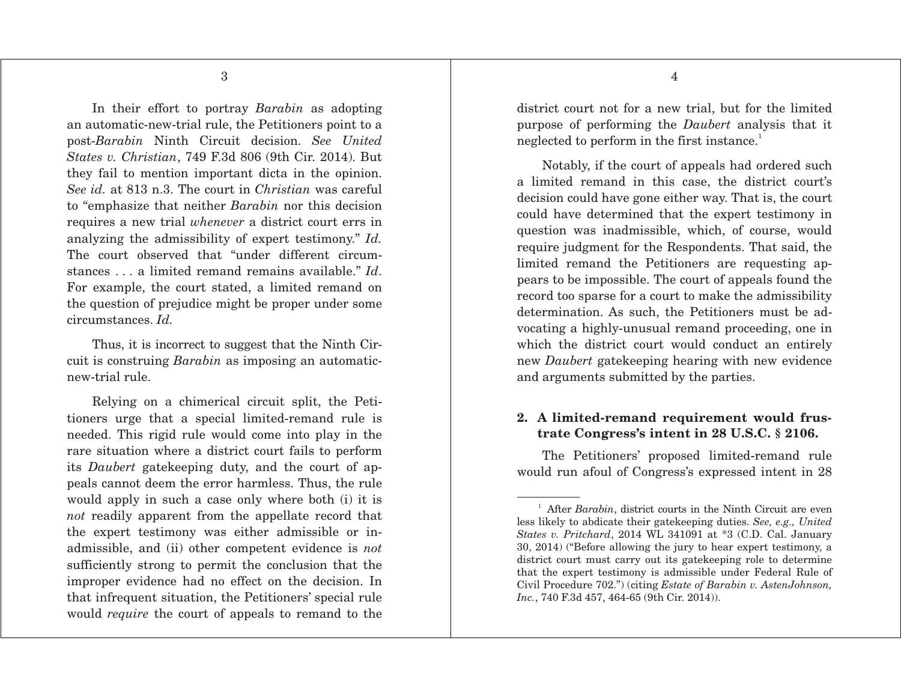In their effort to portray *Barabin* as adopting an automatic-new-trial rule, the Petitioners point to a post-*Barabin* Ninth Circuit decision. *See United States v. Christian*, 749 F.3d 806 (9th Cir. 2014). But they fail to mention important dicta in the opinion. *See id.* at 813 n.3. The court in *Christian* was careful to "emphasize that neither *Barabin* nor this decision requires a new trial *whenever* a district court errs in analyzing the admissibility of expert testimony." *Id.* The court observed that "under different circumstances . . . a limited remand remains available." *Id*. For example, the court stated, a limited remand on the question of prejudice might be proper under some circumstances. *Id.*

Thus, it is incorrect to suggest that the Ninth Circuit is construing *Barabin* as imposing an automatic-new-trial rule.

Relying on a chimerical circuit split, the Petitioners urge that a special limited-remand rule is needed. This rigid rule would come into play in the rare situation where a district court fails to perform its *Daubert* gatekeeping duty, and the court of appeals cannot deem the error harmless. Thus, the rule would apply in such a case only where both (i) it is *not* readily apparent from the appellate record that the expert testimony was either admissible or inadmissible, and (ii) other competent evidence is *not* sufficiently strong to permit the conclusion that the improper evidence had no effect on the decision. In that infrequent situation, the Petitioners' special rule would *require* the court of appeals to remand to the district court not for a new trial, but for the limited purpose of performing the *Daubert* analysis that it neglected to perform in the first instance.[1]

Notably, if the court of appeals had ordered such a limited remand in this case, the district court's decision could have gone either way. That is, the court could have determined that the expert testimony in question was inadmissible, which, of course, would require judgment for the Respondents. That said, the limited remand the Petitioners are requesting appears to be impossible. The court of appeals found the record too sparse for a court to make the admissibility determination. As such, the Petitioners must be advocating a highly-unusual remand proceeding, one in which the district court would conduct an entirely new *Daubert* gatekeeping hearing with new evidence and arguments submitted by the parties.

**2. A limited-remand requirement would frustrate Congress's intent in 28 U.S.C. § 2106.**

The Petitioners' proposed limited-remand rule would run afoul of Congress's expressed intent in 28

[1] After *Barabin*, district courts in the Ninth Circuit are even less likely to abdicate their gatekeeping duties. *See, e.g., United States v. Pritchard*, 2014 WL 341091 at *3 (C.D. Cal. January 30, 2014) ("Before allowing the jury to hear expert testimony, a district court must carry out its gatekeeping role to determine that the expert testimony is admissible under Federal Rule of Civil Procedure 702.") (citing *Estate of Barabin v. AstenJohnson, Inc.*, 740 F.3d 457, 464-65 (9th Cir. 2014)).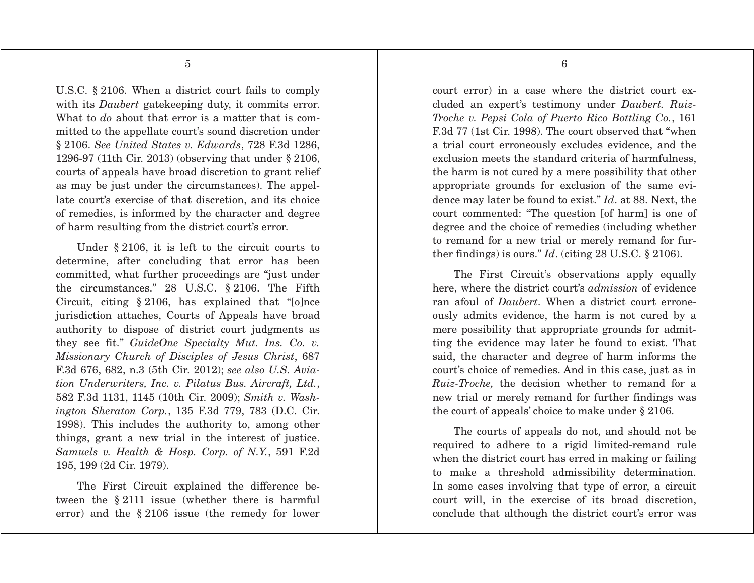U.S.C. § 2106. When a district court fails to comply with its *Daubert* gatekeeping duty, it commits error. What to *do* about that error is a matter that is committed to the appellate court's sound discretion under § 2106. *See United States v. Edwards*, 728 F.3d 1286, 1296-97 (11th Cir. 2013) (observing that under § 2106, courts of appeals have broad discretion to grant relief as may be just under the circumstances). The appellate court's exercise of that discretion, and its choice of remedies, is informed by the character and degree of harm resulting from the district court's error.

Under § 2106, it is left to the circuit courts to determine, after concluding that error has been committed, what further proceedings are "just under the circumstances." 28 U.S.C. § 2106. The Fifth Circuit, citing § 2106, has explained that "[o]nce jurisdiction attaches, Courts of Appeals have broad authority to dispose of district court judgments as they see fit." *GuideOne Specialty Mut. Ins. Co. v. Missionary Church of Disciples of Jesus Christ*, 687 F.3d 676, 682, n.3 (5th Cir. 2012); *see also U.S. Aviation Underwriters, Inc. v. Pilatus Bus. Aircraft, Ltd.*, 582 F.3d 1131, 1145 (10th Cir. 2009); *Smith v. Washington Sheraton Corp.*, 135 F.3d 779, 783 (D.C. Cir. 1998). This includes the authority to, among other things, grant a new trial in the interest of justice. *Samuels v. Health & Hosp. Corp. of N.Y.*, 591 F.2d 195, 199 (2d Cir. 1979).

The First Circuit explained the difference between the § 2111 issue (whether there is harmful error) and the § 2106 issue (the remedy for lower court error) in a case where the district court excluded an expert's testimony under *Daubert*. *Ruiz-Troche v. Pepsi Cola of Puerto Rico Bottling Co.*, 161 F.3d 77 (1st Cir. 1998). The court observed that "when a trial court erroneously excludes evidence, and the exclusion meets the standard criteria of harmfulness, the harm is not cured by a mere possibility that other appropriate grounds for exclusion of the same evidence may later be found to exist." *Id*. at 88. Next, the court commented: "The question [of harm] is one of degree and the choice of remedies (including whether to remand for a new trial or merely remand for further findings) is ours." *Id*. (citing 28 U.S.C. § 2106).

The First Circuit's observations apply equally here, where the district court's *admission* of evidence ran afoul of *Daubert*. When a district court erroneously admits evidence, the harm is not cured by a mere possibility that appropriate grounds for admitting the evidence may later be found to exist. That said, the character and degree of harm informs the court's choice of remedies. And in this case, just as in *Ruiz-Troche,* the decision whether to remand for a new trial or merely remand for further findings was the court of appeals' choice to make under § 2106.

The courts of appeals do not, and should not be required to adhere to a rigid limited-remand rule when the district court has erred in making or failing to make a threshold admissibility determination. In some cases involving that type of error, a circuit court will, in the exercise of its broad discretion, conclude that although the district court's error was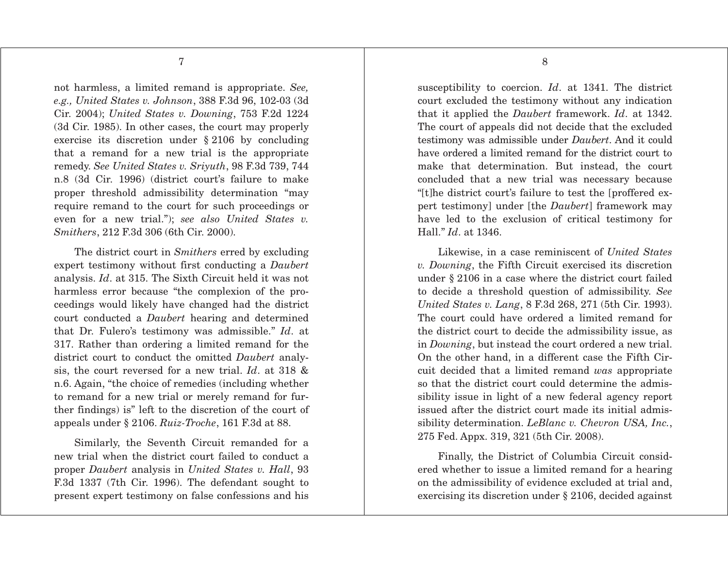not harmless, a limited remand is appropriate. *See, e.g., United States v. Johnson*, 388 F.3d 96, 102-03 (3d Cir. 2004); *United States v. Downing*, 753 F.2d 1224 (3d Cir. 1985). In other cases, the court may properly exercise its discretion under § 2106 by concluding that a remand for a new trial is the appropriate remedy. *See United States v. Sriyuth*, 98 F.3d 739, 744 n.8 (3d Cir. 1996) (district court's failure to make proper threshold admissibility determination "may require remand to the court for such proceedings or even for a new trial."); *see also United States v. Smithers*, 212 F.3d 306 (6th Cir. 2000).

The district court in *Smithers* erred by excluding expert testimony without first conducting a *Daubert* analysis. *Id*. at 315. The Sixth Circuit held it was not harmless error because "the complexion of the proceedings would likely have changed had the district court conducted a *Daubert* hearing and determined that Dr. Fulero's testimony was admissible." *Id*. at 317. Rather than ordering a limited remand for the district court to conduct the omitted *Daubert* analysis, the court reversed for a new trial. *Id*. at 318 & n.6. Again, "the choice of remedies (including whether to remand for a new trial or merely remand for further findings) is" left to the discretion of the court of appeals under § 2106. *Ruiz-Troche*, 161 F.3d at 88.

Similarly, the Seventh Circuit remanded for a new trial when the district court failed to conduct a proper *Daubert* analysis in *United States v. Hall*, 93 F.3d 1337 (7th Cir. 1996). The defendant sought to present expert testimony on false confessions and his susceptibility to coercion. *Id*. at 1341. The district court excluded the testimony without any indication that it applied the *Daubert* framework. *Id*. at 1342. The court of appeals did not decide that the excluded testimony was admissible under *Daubert*. And it could have ordered a limited remand for the district court to make that determination. But instead, the court concluded that a new trial was necessary because "[t]he district court's failure to test the [proffered expert testimony] under [the *Daubert*] framework may have led to the exclusion of critical testimony for Hall." *Id*. at 1346.

Likewise, in a case reminiscent of *United States v. Downing*, the Fifth Circuit exercised its discretion under § 2106 in a case where the district court failed to decide a threshold question of admissibility. *See United States v. Lang*, 8 F.3d 268, 271 (5th Cir. 1993). The court could have ordered a limited remand for the district court to decide the admissibility issue, as in *Downing*, but instead the court ordered a new trial. On the other hand, in a different case the Fifth Circuit decided that a limited remand *was* appropriate so that the district court could determine the admissibility issue in light of a new federal agency report issued after the district court made its initial admissibility determination. *LeBlanc v. Chevron USA, Inc.*, 275 Fed. Appx. 319, 321 (5th Cir. 2008).

Finally, the District of Columbia Circuit considered whether to issue a limited remand for a hearing on the admissibility of evidence excluded at trial and, exercising its discretion under § 2106, decided against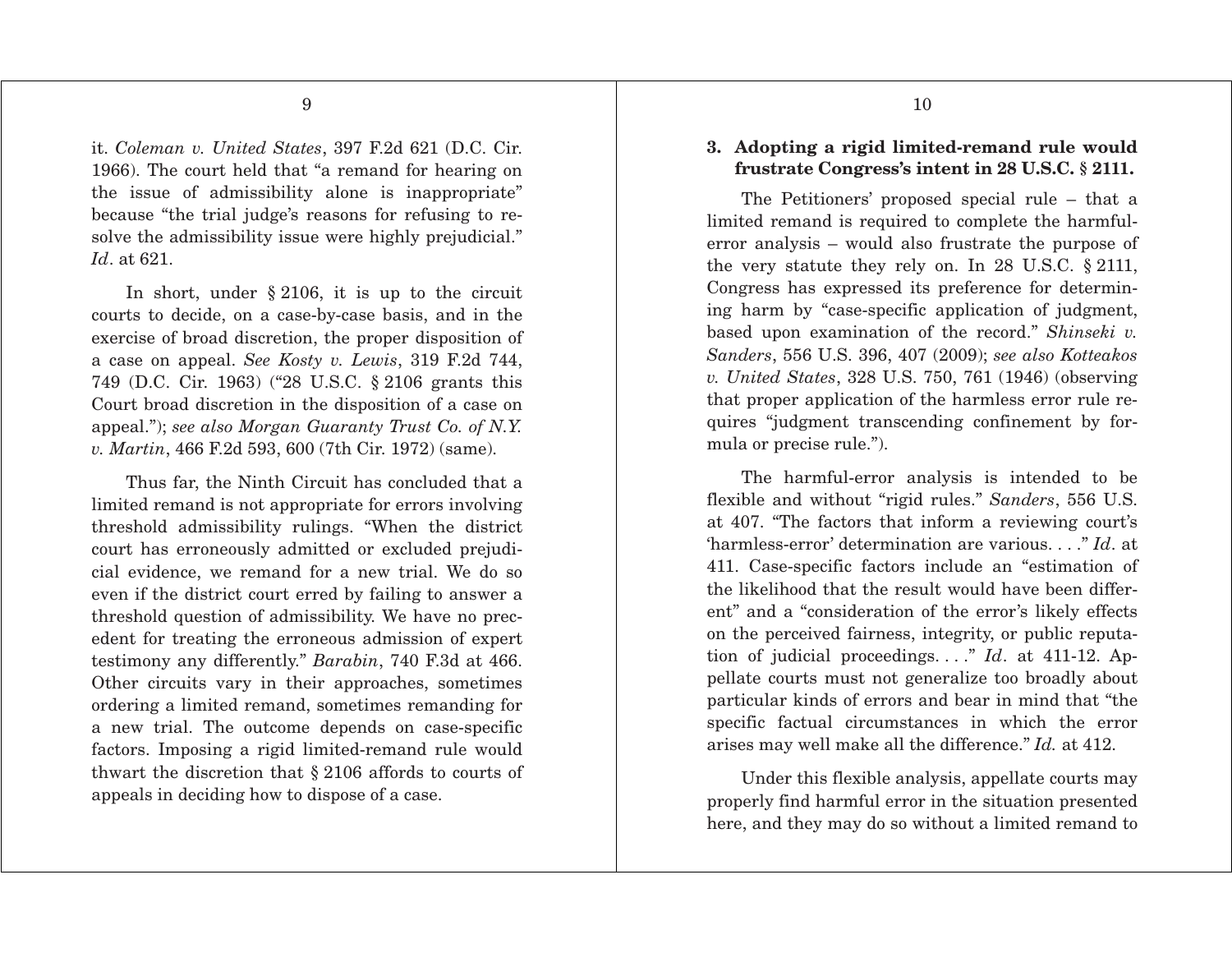it. *Coleman v. United States*, 397 F.2d 621 (D.C. Cir. 1966). The court held that "a remand for hearing on the issue of admissibility alone is inappropriate" because "the trial judge's reasons for refusing to resolve the admissibility issue were highly prejudicial." *Id*. at 621.

In short, under § 2106, it is up to the circuit courts to decide, on a case-by-case basis, and in the exercise of broad discretion, the proper disposition of a case on appeal. *See Kosty v. Lewis*, 319 F.2d 744, 749 (D.C. Cir. 1963) ("28 U.S.C. § 2106 grants this Court broad discretion in the disposition of a case on appeal."); *see also Morgan Guaranty Trust Co. of N.Y. v. Martin*, 466 F.2d 593, 600 (7th Cir. 1972) (same).

Thus far, the Ninth Circuit has concluded that a limited remand is not appropriate for errors involving threshold admissibility rulings. "When the district court has erroneously admitted or excluded prejudicial evidence, we remand for a new trial. We do so even if the district court erred by failing to answer a threshold question of admissibility. We have no precedent for treating the erroneous admission of expert testimony any differently." *Barabin*, 740 F.3d at 466. Other circuits vary in their approaches, sometimes ordering a limited remand, sometimes remanding for a new trial. The outcome depends on case-specific factors. Imposing a rigid limited-remand rule would thwart the discretion that § 2106 affords to courts of appeals in deciding how to dispose of a case.

### 3. Adopting a rigid limited-remand rule would frustrate Congress's intent in 28 U.S.C. § 2111.

The Petitioners' proposed special rule – that a limited remand is required to complete the harmful-error analysis – would also frustrate the purpose of the very statute they rely on. In 28 U.S.C. § 2111, Congress has expressed its preference for determining harm by "case-specific application of judgment, based upon examination of the record." *Shinseki v. Sanders*, 556 U.S. 396, 407 (2009); *see also Kotteakos v. United States*, 328 U.S. 750, 761 (1946) (observing that proper application of the harmless error rule requires "judgment transcending confinement by formula or precise rule.").

The harmful-error analysis is intended to be flexible and without "rigid rules." *Sanders*, 556 U.S. at 407. "The factors that inform a reviewing court's 'harmless-error' determination are various. . . ." *Id*. at 411. Case-specific factors include an "estimation of the likelihood that the result would have been different" and a "consideration of the error's likely effects on the perceived fairness, integrity, or public reputation of judicial proceedings. . . ." *Id*. at 411-12. Appellate courts must not generalize too broadly about particular kinds of errors and bear in mind that "the specific factual circumstances in which the error arises may well make all the difference." *Id.* at 412.

Under this flexible analysis, appellate courts may properly find harmful error in the situation presented here, and they may do so without a limited remand to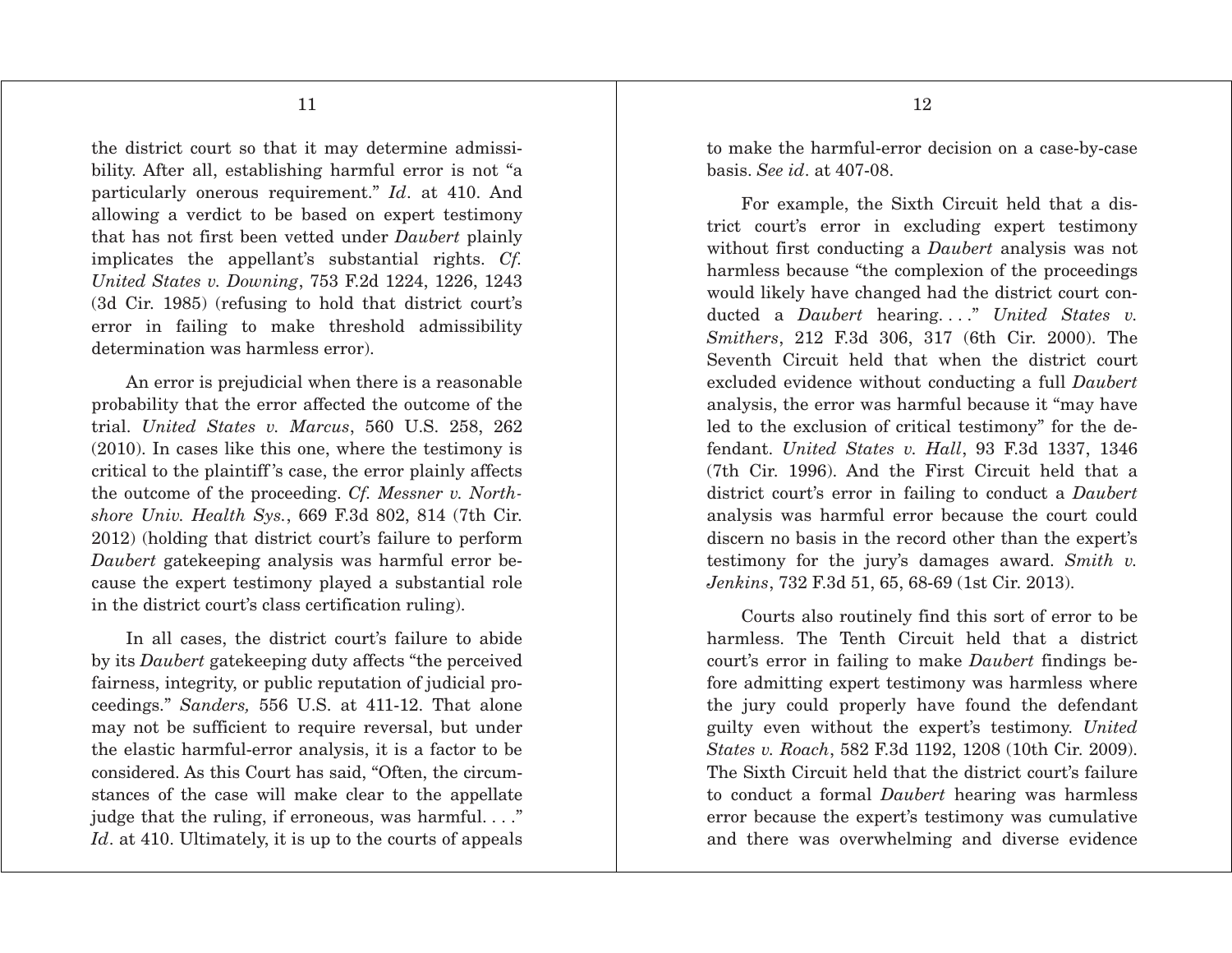the district court so that it may determine admissibility. After all, establishing harmful error is not "a particularly onerous requirement." *Id*. at 410. And allowing a verdict to be based on expert testimony that has not first been vetted under *Daubert* plainly implicates the appellant's substantial rights. *Cf. United States v. Downing*, 753 F.2d 1224, 1226, 1243 (3d Cir. 1985) (refusing to hold that district court's error in failing to make threshold admissibility determination was harmless error).

An error is prejudicial when there is a reasonable probability that the error affected the outcome of the trial. *United States v. Marcus*, 560 U.S. 258, 262 (2010). In cases like this one, where the testimony is critical to the plaintiff's case, the error plainly affects the outcome of the proceeding. *Cf. Messner v. Northshore Univ. Health Sys.*, 669 F.3d 802, 814 (7th Cir. 2012) (holding that district court's failure to perform *Daubert* gatekeeping analysis was harmful error because the expert testimony played a substantial role in the district court's class certification ruling).

In all cases, the district court's failure to abide by its *Daubert* gatekeeping duty affects "the perceived fairness, integrity, or public reputation of judicial proceedings." *Sanders,* 556 U.S. at 411-12. That alone may not be sufficient to require reversal, but under the elastic harmful-error analysis, it is a factor to be considered. As this Court has said, "Often, the circumstances of the case will make clear to the appellate judge that the ruling, if erroneous, was harmful. . . ." *Id*. at 410. Ultimately, it is up to the courts of appeals to make the harmful-error decision on a case-by-case basis. *See id*. at 407-08.

For example, the Sixth Circuit held that a district court's error in excluding expert testimony without first conducting a *Daubert* analysis was not harmless because "the complexion of the proceedings would likely have changed had the district court conducted a *Daubert* hearing. . . ." *United States v. Smithers*, 212 F.3d 306, 317 (6th Cir. 2000). The Seventh Circuit held that when the district court excluded evidence without conducting a full *Daubert* analysis, the error was harmful because it "may have led to the exclusion of critical testimony" for the defendant. *United States v. Hall*, 93 F.3d 1337, 1346 (7th Cir. 1996). And the First Circuit held that a district court's error in failing to conduct a *Daubert* analysis was harmful error because the court could discern no basis in the record other than the expert's testimony for the jury's damages award. *Smith v. Jenkins*, 732 F.3d 51, 65, 68-69 (1st Cir. 2013).

Courts also routinely find this sort of error to be harmless. The Tenth Circuit held that a district court's error in failing to make *Daubert* findings before admitting expert testimony was harmless where the jury could properly have found the defendant guilty even without the expert's testimony. *United States v. Roach*, 582 F.3d 1192, 1208 (10th Cir. 2009). The Sixth Circuit held that the district court's failure to conduct a formal *Daubert* hearing was harmless error because the expert's testimony was cumulative and there was overwhelming and diverse evidence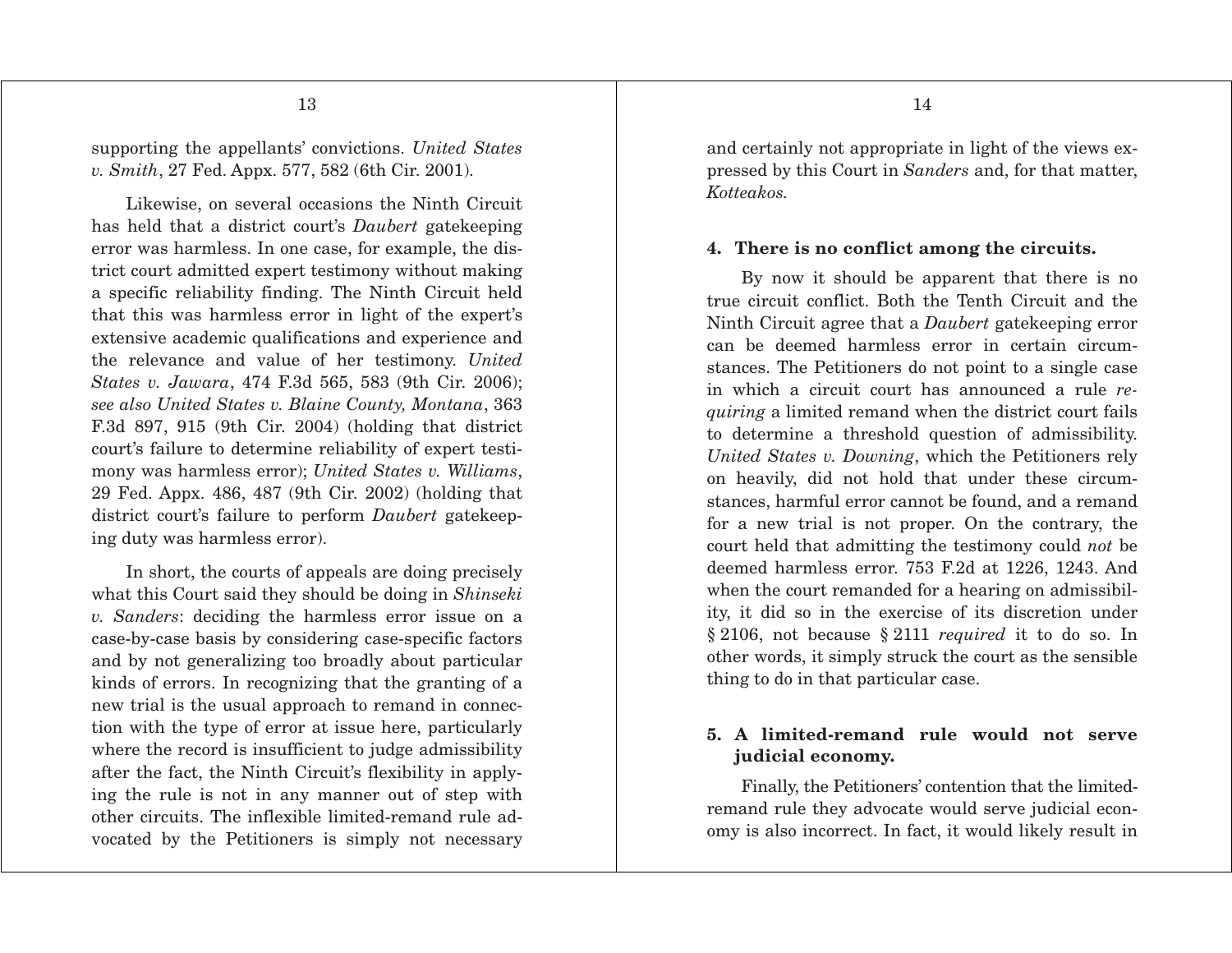supporting the appellants' convictions. *United States v. Smith*, 27 Fed. Appx. 577, 582 (6th Cir. 2001).

Likewise, on several occasions the Ninth Circuit has held that a district court's *Daubert* gatekeeping error was harmless. In one case, for example, the district court admitted expert testimony without making a specific reliability finding. The Ninth Circuit held that this was harmless error in light of the expert's extensive academic qualifications and experience and the relevance and value of her testimony. *United States v. Jawara*, 474 F.3d 565, 583 (9th Cir. 2006); *see also United States v. Blaine County, Montana*, 363 F.3d 897, 915 (9th Cir. 2004) (holding that district court's failure to determine reliability of expert testimony was harmless error); *United States v. Williams*, 29 Fed. Appx. 486, 487 (9th Cir. 2002) (holding that district court's failure to perform *Daubert* gatekeeping duty was harmless error).

In short, the courts of appeals are doing precisely what this Court said they should be doing in *Shinseki v. Sanders*: deciding the harmless error issue on a case-by-case basis by considering case-specific factors and by not generalizing too broadly about particular kinds of errors. In recognizing that the granting of a new trial is the usual approach to remand in connection with the type of error at issue here, particularly where the record is insufficient to judge admissibility after the fact, the Ninth Circuit's flexibility in applying the rule is not in any manner out of step with other circuits. The inflexible limited-remand rule advocated by the Petitioners is simply not necessary and certainly not appropriate in light of the views expressed by this Court in *Sanders* and, for that matter, *Kotteakos.*

#### 4. There is no conflict among the circuits.

By now it should be apparent that there is no true circuit conflict. Both the Tenth Circuit and the Ninth Circuit agree that a *Daubert* gatekeeping error can be deemed harmless error in certain circumstances. The Petitioners do not point to a single case in which a circuit court has announced a rule *requiring* a limited remand when the district court fails to determine a threshold question of admissibility. *United States v. Downing*, which the Petitioners rely on heavily, did not hold that under these circumstances, harmful error cannot be found, and a remand for a new trial is not proper. On the contrary, the court held that admitting the testimony could *not* be deemed harmless error. 753 F.2d at 1226, 1243. And when the court remanded for a hearing on admissibility, it did so in the exercise of its discretion under § 2106, not because § 2111 *required* it to do so. In other words, it simply struck the court as the sensible thing to do in that particular case.

#### 5. A limited-remand rule would not serve judicial economy.

Finally, the Petitioners' contention that the limited-remand rule they advocate would serve judicial economy is also incorrect. In fact, it would likely result in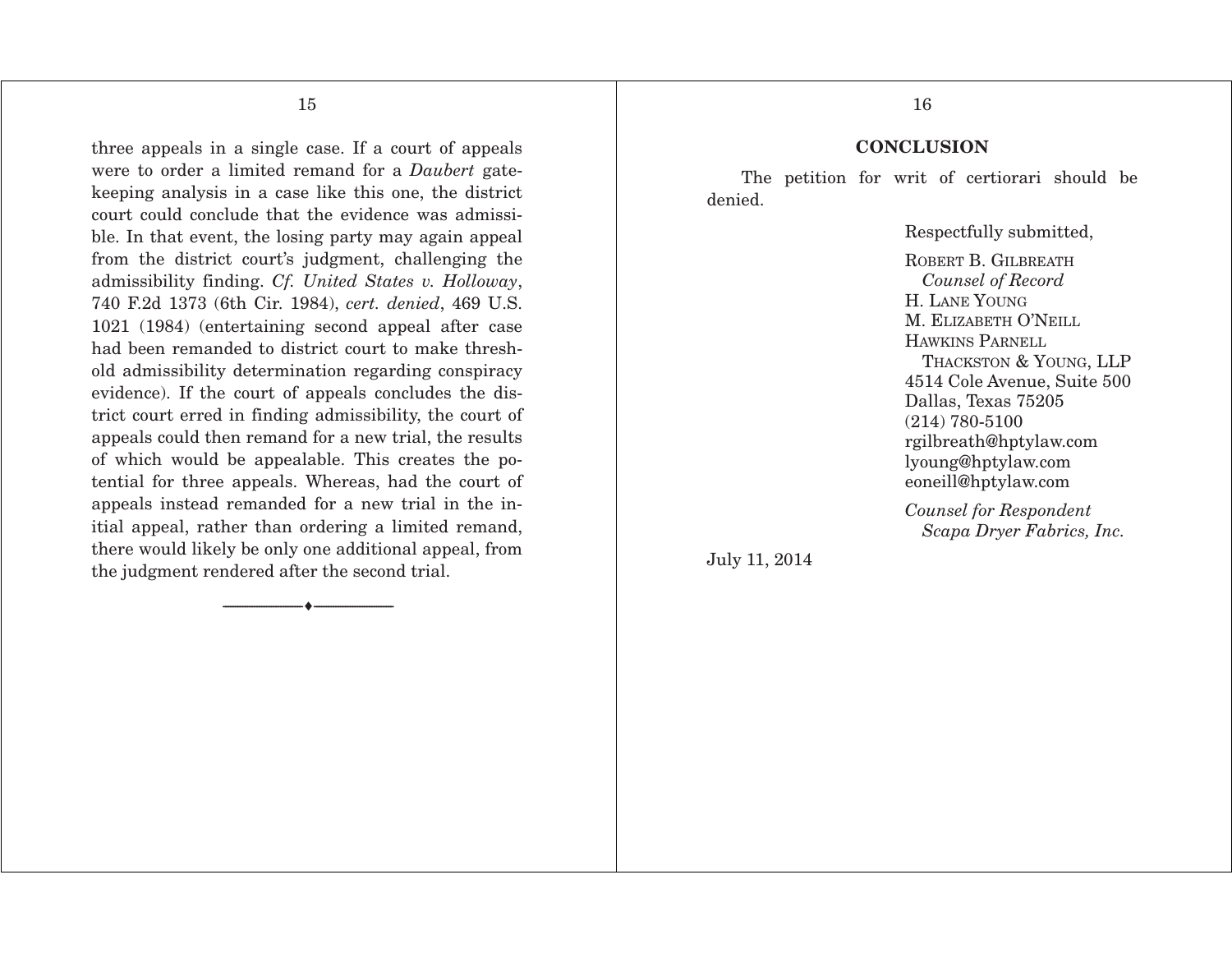three appeals in a single case. If a court of appeals were to order a limited remand for a *Daubert* gatekeeping analysis in a case like this one, the district court could conclude that the evidence was admissible. In that event, the losing party may again appeal from the district court's judgment, challenging the admissibility finding. *Cf. United States v. Holloway*, 740 F.2d 1373 (6th Cir. 1984), *cert. denied*, 469 U.S. 1021 (1984) (entertaining second appeal after case had been remanded to district court to make threshold admissibility determination regarding conspiracy evidence). If the court of appeals concludes the district court erred in finding admissibility, the court of appeals could then remand for a new trial, the results of which would be appealable. This creates the potential for three appeals. Whereas, had the court of appeals instead remanded for a new trial in the initial appeal, rather than ordering a limited remand, there would likely be only one additional appeal, from the judgment rendered after the second trial.

## CONCLUSION

The petition for writ of certiorari should be denied.

Respectfully submitted,

ROBERT B. GILBREATH
*Counsel of Record*
H. LANE YOUNG
M. ELIZABETH O'NEILL
HAWKINS PARNELL
THACKSTON & YOUNG, LLP
4514 Cole Avenue, Suite 500
Dallas, Texas 75205
(214) 780-5100
rgilbreath@hptylaw.com
lyoung@hptylaw.com
eoneill@hptylaw.com

*Counsel for Respondent Scapa Dryer Fabrics, Inc.*

July 11, 2014